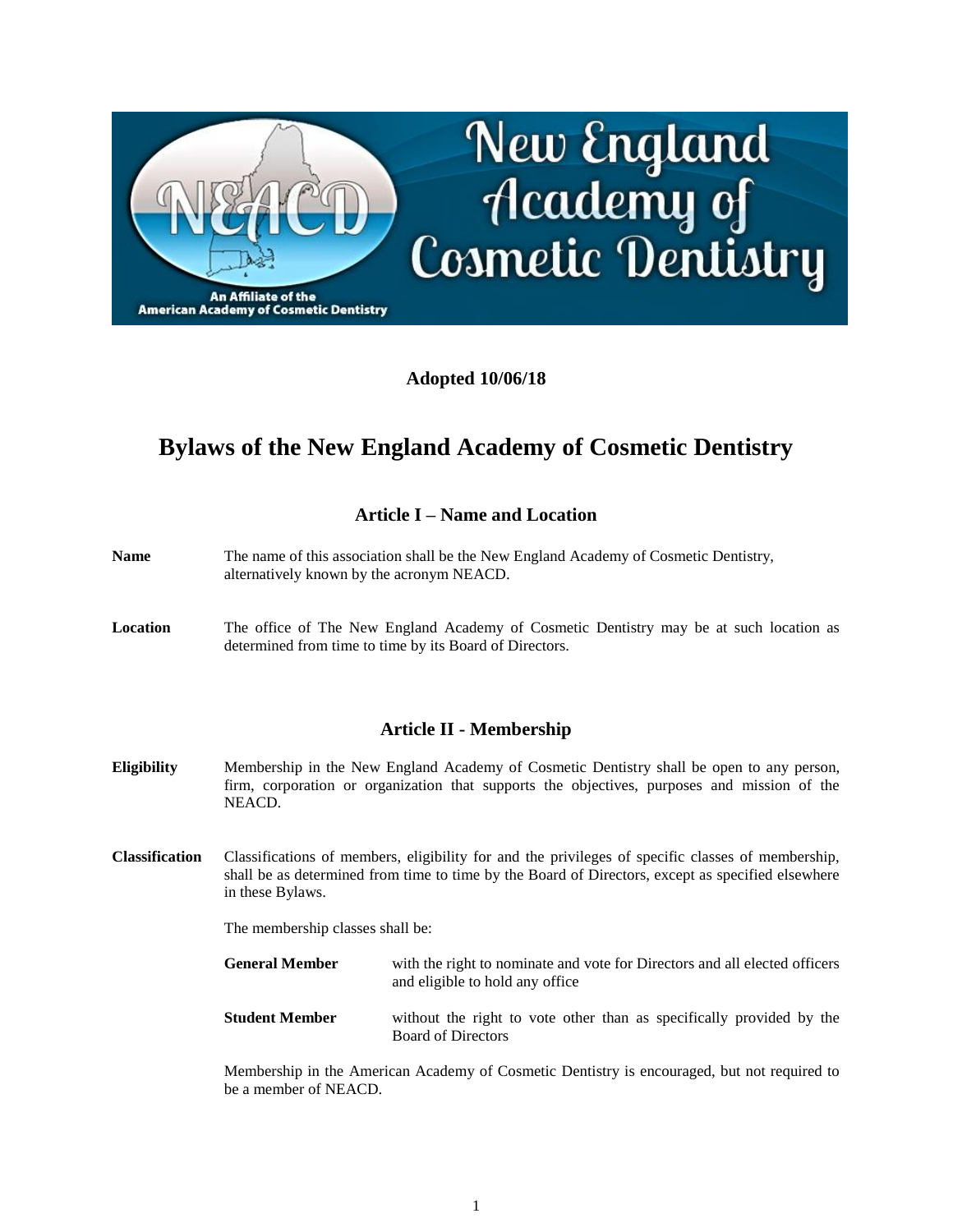**Adopted 10/06/18**

# Bylaws of the New England Academy of Cosmetic Dentistry

## Article I – Name and Location

**Name** The name of this association shall be the New England Academy of Cosmetic Dentistry, alternatively known by the acronym NEACD.

**Location** The office of The New England Academy of Cosmetic Dentistry may be at such location as determined from time to time by its Board of Directors.

## Article II - Membership

**Eligibility** Membership in the New England Academy of Cosmetic Dentistry shall be open to any person, firm, corporation or organization that supports the objectives, purposes and mission of the NEACD.

**Classification** Classifications of members, eligibility for and the privileges of specific classes of membership, shall be as determined from time to time by the Board of Directors, except as specified elsewhere in these Bylaws.

The membership classes shall be:

**General Member** with the right to nominate and vote for Directors and all elected officers and eligible to hold any office

**Student Member** without the right to vote other than as specifically provided by the Board of Directors

Membership in the American Academy of Cosmetic Dentistry is encouraged, but not required to be a member of NEACD.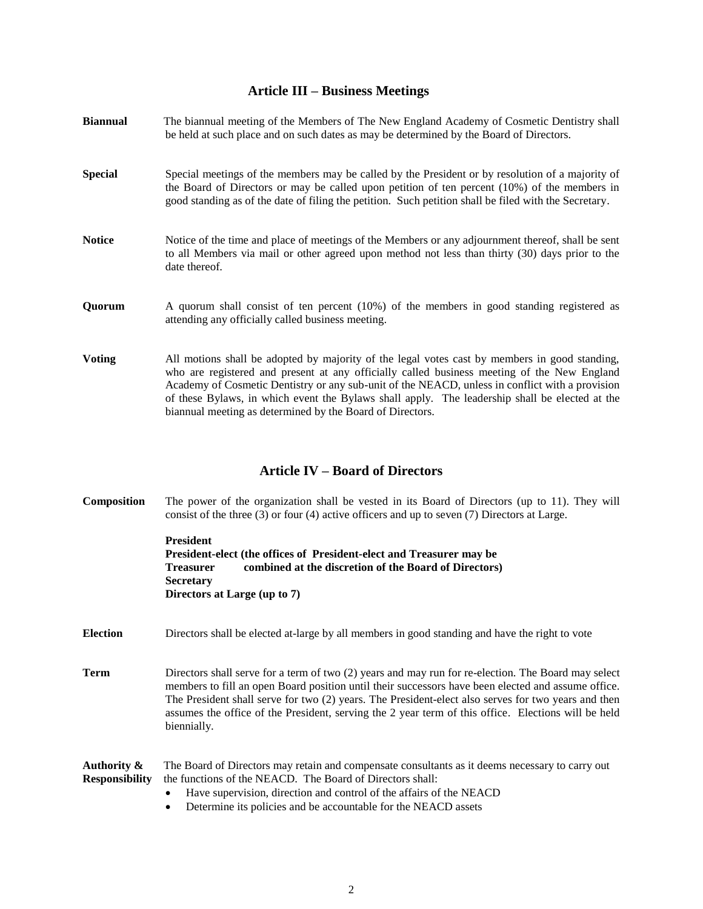## Article III – Business Meetings

**Biannual** The biannual meeting of the Members of The New England Academy of Cosmetic Dentistry shall be held at such place and on such dates as may be determined by the Board of Directors.

**Special** Special meetings of the members may be called by the President or by resolution of a majority of the Board of Directors or may be called upon petition of ten percent (10%) of the members in good standing as of the date of filing the petition. Such petition shall be filed with the Secretary.

**Notice** Notice of the time and place of meetings of the Members or any adjournment thereof, shall be sent to all Members via mail or other agreed upon method not less than thirty (30) days prior to the date thereof.

**Quorum** A quorum shall consist of ten percent (10%) of the members in good standing registered as attending any officially called business meeting.

**Voting** All motions shall be adopted by majority of the legal votes cast by members in good standing, who are registered and present at any officially called business meeting of the New England Academy of Cosmetic Dentistry or any sub-unit of the NEACD, unless in conflict with a provision of these Bylaws, in which event the Bylaws shall apply. The leadership shall be elected at the biannual meeting as determined by the Board of Directors.

## Article IV – Board of Directors

**Composition** The power of the organization shall be vested in its Board of Directors (up to 11). They will consist of the three (3) or four (4) active officers and up to seven (7) Directors at Large.

**President**
**President-elect (the offices of President-elect and Treasurer may be**
**Treasurer combined at the discretion of the Board of Directors)**
**Secretary**
**Directors at Large (up to 7)**

**Election** Directors shall be elected at-large by all members in good standing and have the right to vote

**Term** Directors shall serve for a term of two (2) years and may run for re-election. The Board may select members to fill an open Board position until their successors have been elected and assume office. The President shall serve for two (2) years. The President-elect also serves for two years and then assumes the office of the President, serving the 2 year term of this office. Elections will be held biennially.

**Authority & Responsibility** The Board of Directors may retain and compensate consultants as it deems necessary to carry out the functions of the NEACD. The Board of Directors shall:

- Have supervision, direction and control of the affairs of the NEACD
- Determine its policies and be accountable for the NEACD assets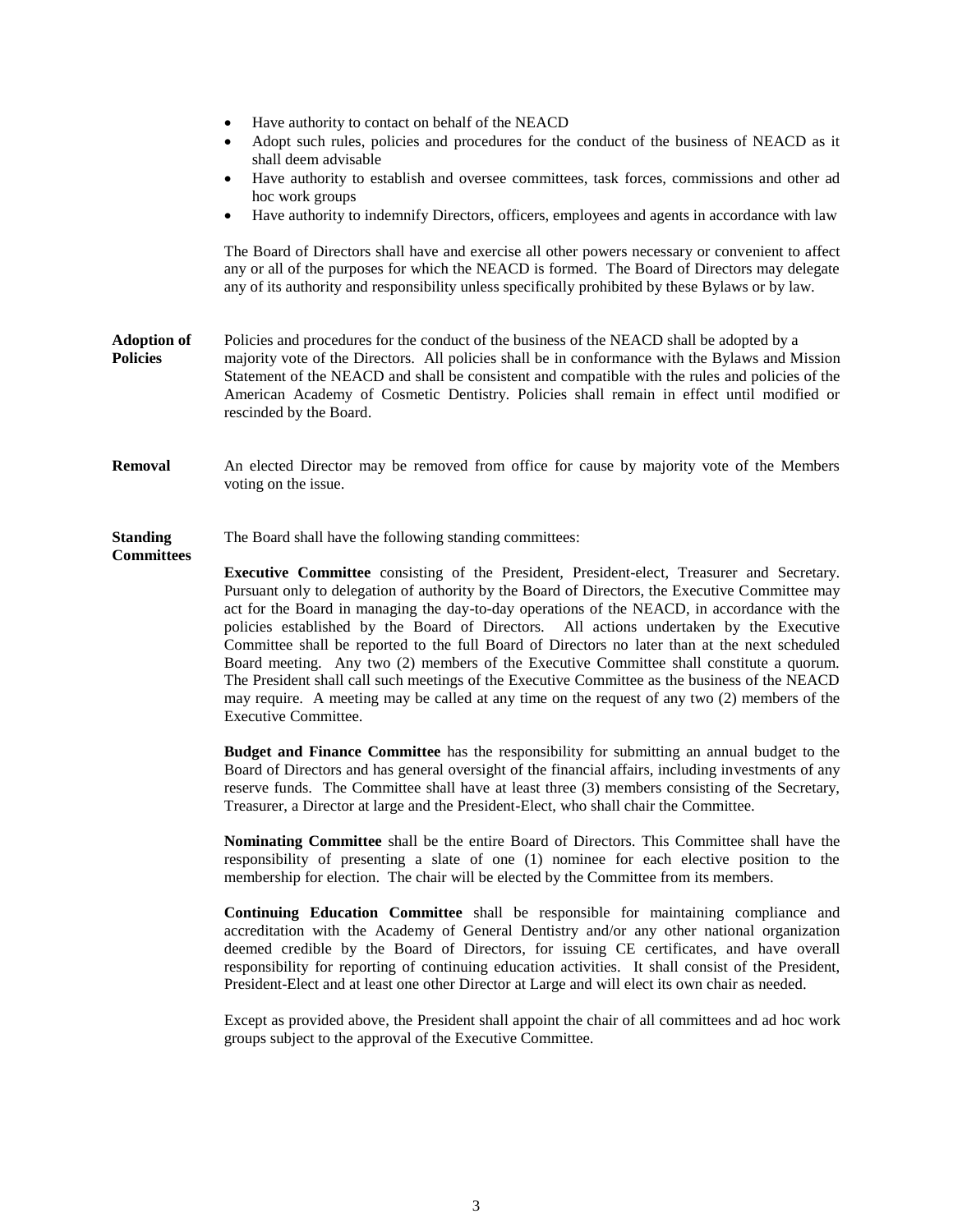- Have authority to contact on behalf of the NEACD
- Adopt such rules, policies and procedures for the conduct of the business of NEACD as it shall deem advisable
- Have authority to establish and oversee committees, task forces, commissions and other ad hoc work groups
- Have authority to indemnify Directors, officers, employees and agents in accordance with law

The Board of Directors shall have and exercise all other powers necessary or convenient to affect any or all of the purposes for which the NEACD is formed. The Board of Directors may delegate any of its authority and responsibility unless specifically prohibited by these Bylaws or by law.

**Adoption of Policies**

Policies and procedures for the conduct of the business of the NEACD shall be adopted by a majority vote of the Directors. All policies shall be in conformance with the Bylaws and Mission Statement of the NEACD and shall be consistent and compatible with the rules and policies of the American Academy of Cosmetic Dentistry. Policies shall remain in effect until modified or rescinded by the Board.

**Removal**

An elected Director may be removed from office for cause by majority vote of the Members voting on the issue.

**Standing Committees**

The Board shall have the following standing committees:

**Executive Committee** consisting of the President, President-elect, Treasurer and Secretary. Pursuant only to delegation of authority by the Board of Directors, the Executive Committee may act for the Board in managing the day-to-day operations of the NEACD, in accordance with the policies established by the Board of Directors. All actions undertaken by the Executive Committee shall be reported to the full Board of Directors no later than at the next scheduled Board meeting. Any two (2) members of the Executive Committee shall constitute a quorum. The President shall call such meetings of the Executive Committee as the business of the NEACD may require. A meeting may be called at any time on the request of any two (2) members of the Executive Committee.

**Budget and Finance Committee** has the responsibility for submitting an annual budget to the Board of Directors and has general oversight of the financial affairs, including investments of any reserve funds. The Committee shall have at least three (3) members consisting of the Secretary, Treasurer, a Director at large and the President-Elect, who shall chair the Committee.

**Nominating Committee** shall be the entire Board of Directors. This Committee shall have the responsibility of presenting a slate of one (1) nominee for each elective position to the membership for election. The chair will be elected by the Committee from its members.

**Continuing Education Committee** shall be responsible for maintaining compliance and accreditation with the Academy of General Dentistry and/or any other national organization deemed credible by the Board of Directors, for issuing CE certificates, and have overall responsibility for reporting of continuing education activities. It shall consist of the President, President-Elect and at least one other Director at Large and will elect its own chair as needed.

Except as provided above, the President shall appoint the chair of all committees and ad hoc work groups subject to the approval of the Executive Committee.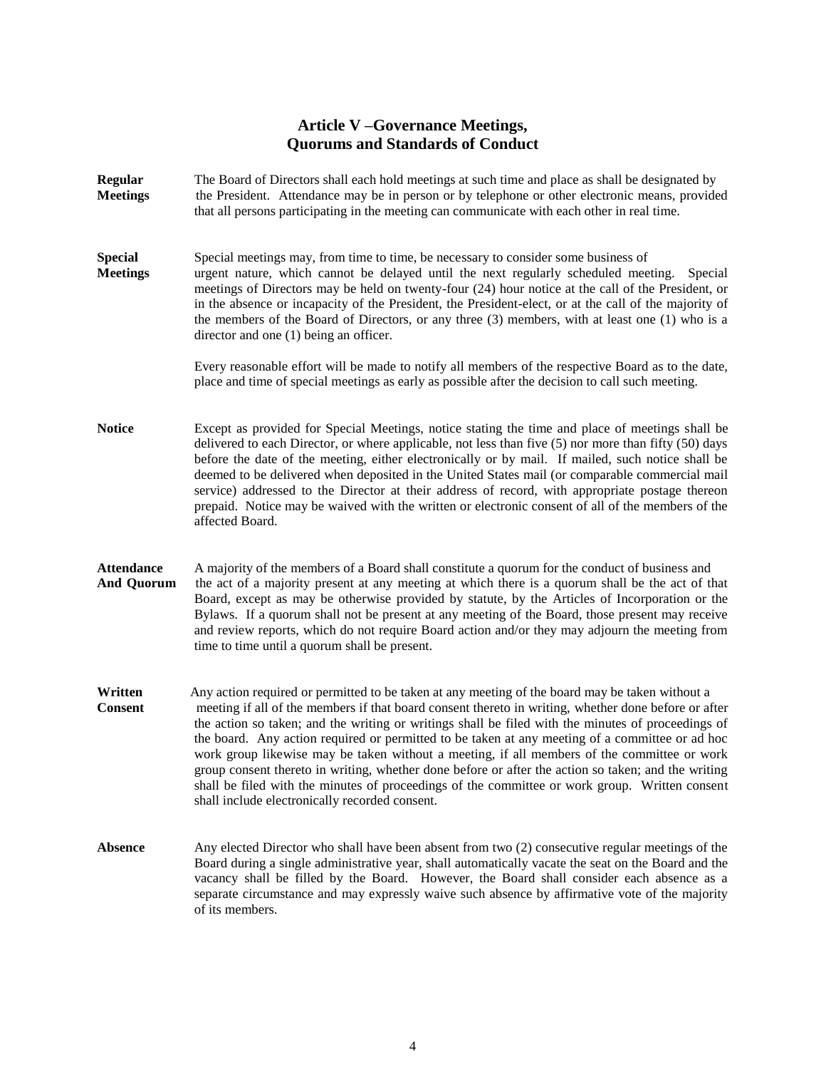## Article V –Governance Meetings, Quorums and Standards of Conduct

**Regular Meetings** The Board of Directors shall each hold meetings at such time and place as shall be designated by the President. Attendance may be in person or by telephone or other electronic means, provided that all persons participating in the meeting can communicate with each other in real time.

**Special Meetings** Special meetings may, from time to time, be necessary to consider some business of urgent nature, which cannot be delayed until the next regularly scheduled meeting. Special meetings of Directors may be held on twenty-four (24) hour notice at the call of the President, or in the absence or incapacity of the President, the President-elect, or at the call of the majority of the members of the Board of Directors, or any three (3) members, with at least one (1) who is a director and one (1) being an officer.

Every reasonable effort will be made to notify all members of the respective Board as to the date, place and time of special meetings as early as possible after the decision to call such meeting.

**Notice** Except as provided for Special Meetings, notice stating the time and place of meetings shall be delivered to each Director, or where applicable, not less than five (5) nor more than fifty (50) days before the date of the meeting, either electronically or by mail. If mailed, such notice shall be deemed to be delivered when deposited in the United States mail (or comparable commercial mail service) addressed to the Director at their address of record, with appropriate postage thereon prepaid. Notice may be waived with the written or electronic consent of all of the members of the affected Board.

**Attendance And Quorum** A majority of the members of a Board shall constitute a quorum for the conduct of business and the act of a majority present at any meeting at which there is a quorum shall be the act of that Board, except as may be otherwise provided by statute, by the Articles of Incorporation or the Bylaws. If a quorum shall not be present at any meeting of the Board, those present may receive and review reports, which do not require Board action and/or they may adjourn the meeting from time to time until a quorum shall be present.

**Written Consent** Any action required or permitted to be taken at any meeting of the board may be taken without a meeting if all of the members if that board consent thereto in writing, whether done before or after the action so taken; and the writing or writings shall be filed with the minutes of proceedings of the board. Any action required or permitted to be taken at any meeting of a committee or ad hoc work group likewise may be taken without a meeting, if all members of the committee or work group consent thereto in writing, whether done before or after the action so taken; and the writing shall be filed with the minutes of proceedings of the committee or work group. Written consent shall include electronically recorded consent.

**Absence** Any elected Director who shall have been absent from two (2) consecutive regular meetings of the Board during a single administrative year, shall automatically vacate the seat on the Board and the vacancy shall be filled by the Board. However, the Board shall consider each absence as a separate circumstance and may expressly waive such absence by affirmative vote of the majority of its members.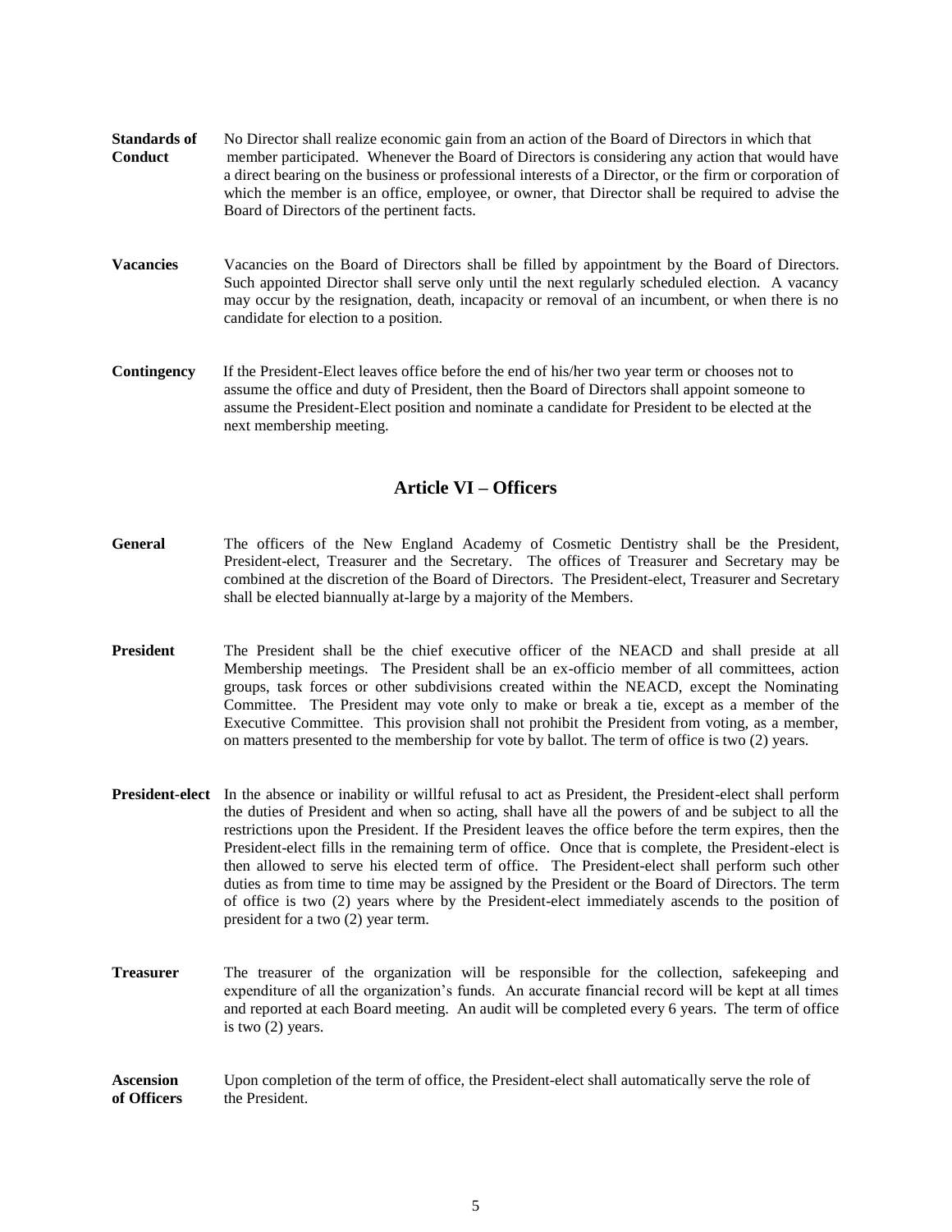**Standards of Conduct** No Director shall realize economic gain from an action of the Board of Directors in which that member participated. Whenever the Board of Directors is considering any action that would have a direct bearing on the business or professional interests of a Director, or the firm or corporation of which the member is an office, employee, or owner, that Director shall be required to advise the Board of Directors of the pertinent facts.

**Vacancies** Vacancies on the Board of Directors shall be filled by appointment by the Board of Directors. Such appointed Director shall serve only until the next regularly scheduled election. A vacancy may occur by the resignation, death, incapacity or removal of an incumbent, or when there is no candidate for election to a position.

**Contingency** If the President-Elect leaves office before the end of his/her two year term or chooses not to assume the office and duty of President, then the Board of Directors shall appoint someone to assume the President-Elect position and nominate a candidate for President to be elected at the next membership meeting.

## Article VI – Officers

**General** The officers of the New England Academy of Cosmetic Dentistry shall be the President, President-elect, Treasurer and the Secretary. The offices of Treasurer and Secretary may be combined at the discretion of the Board of Directors. The President-elect, Treasurer and Secretary shall be elected biannually at-large by a majority of the Members.

**President** The President shall be the chief executive officer of the NEACD and shall preside at all Membership meetings. The President shall be an ex-officio member of all committees, action groups, task forces or other subdivisions created within the NEACD, except the Nominating Committee. The President may vote only to make or break a tie, except as a member of the Executive Committee. This provision shall not prohibit the President from voting, as a member, on matters presented to the membership for vote by ballot. The term of office is two (2) years.

**President-elect** In the absence or inability or willful refusal to act as President, the President-elect shall perform the duties of President and when so acting, shall have all the powers of and be subject to all the restrictions upon the President. If the President leaves the office before the term expires, then the President-elect fills in the remaining term of office. Once that is complete, the President-elect is then allowed to serve his elected term of office. The President-elect shall perform such other duties as from time to time may be assigned by the President or the Board of Directors. The term of office is two (2) years where by the President-elect immediately ascends to the position of president for a two (2) year term.

**Treasurer** The treasurer of the organization will be responsible for the collection, safekeeping and expenditure of all the organization's funds. An accurate financial record will be kept at all times and reported at each Board meeting. An audit will be completed every 6 years. The term of office is two (2) years.

**Ascension of Officers** Upon completion of the term of office, the President-elect shall automatically serve the role of the President.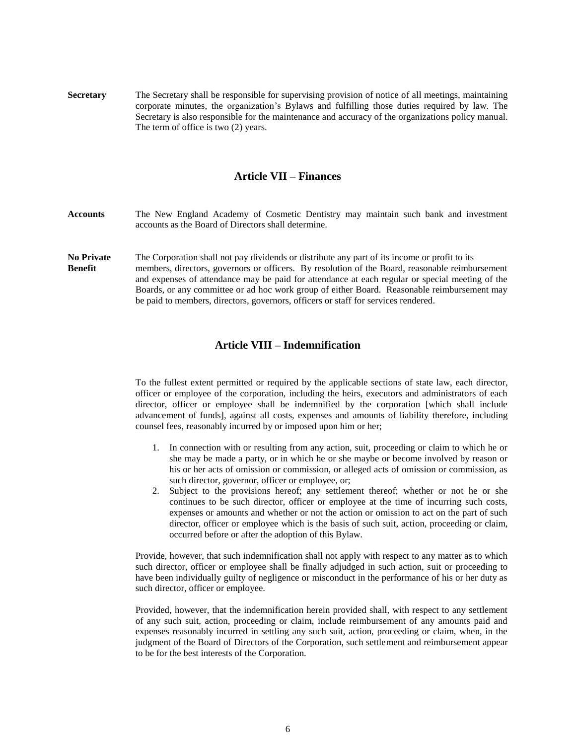**Secretary** The Secretary shall be responsible for supervising provision of notice of all meetings, maintaining corporate minutes, the organization's Bylaws and fulfilling those duties required by law. The Secretary is also responsible for the maintenance and accuracy of the organizations policy manual. The term of office is two (2) years.

## Article VII – Finances

**Accounts** The New England Academy of Cosmetic Dentistry may maintain such bank and investment accounts as the Board of Directors shall determine.

**No Private Benefit** The Corporation shall not pay dividends or distribute any part of its income or profit to its members, directors, governors or officers. By resolution of the Board, reasonable reimbursement and expenses of attendance may be paid for attendance at each regular or special meeting of the Boards, or any committee or ad hoc work group of either Board. Reasonable reimbursement may be paid to members, directors, governors, officers or staff for services rendered.

## Article VIII – Indemnification

To the fullest extent permitted or required by the applicable sections of state law, each director, officer or employee of the corporation, including the heirs, executors and administrators of each director, officer or employee shall be indemnified by the corporation [which shall include advancement of funds], against all costs, expenses and amounts of liability therefore, including counsel fees, reasonably incurred by or imposed upon him or her;

1. In connection with or resulting from any action, suit, proceeding or claim to which he or she may be made a party, or in which he or she maybe or become involved by reason or his or her acts of omission or commission, or alleged acts of omission or commission, as such director, governor, officer or employee, or;
2. Subject to the provisions hereof; any settlement thereof; whether or not he or she continues to be such director, officer or employee at the time of incurring such costs, expenses or amounts and whether or not the action or omission to act on the part of such director, officer or employee which is the basis of such suit, action, proceeding or claim, occurred before or after the adoption of this Bylaw.

Provide, however, that such indemnification shall not apply with respect to any matter as to which such director, officer or employee shall be finally adjudged in such action, suit or proceeding to have been individually guilty of negligence or misconduct in the performance of his or her duty as such director, officer or employee.

Provided, however, that the indemnification herein provided shall, with respect to any settlement of any such suit, action, proceeding or claim, include reimbursement of any amounts paid and expenses reasonably incurred in settling any such suit, action, proceeding or claim, when, in the judgment of the Board of Directors of the Corporation, such settlement and reimbursement appear to be for the best interests of the Corporation.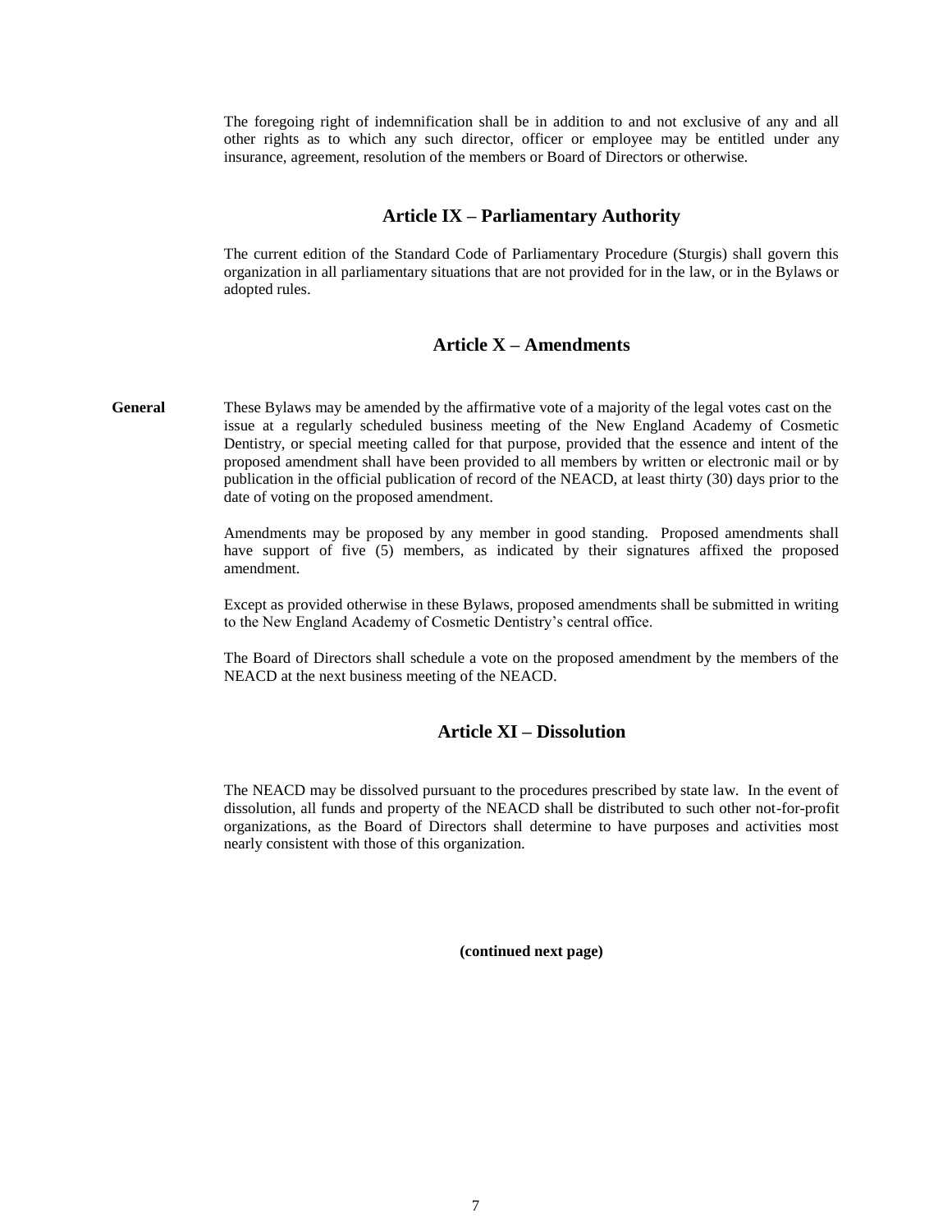The foregoing right of indemnification shall be in addition to and not exclusive of any and all other rights as to which any such director, officer or employee may be entitled under any insurance, agreement, resolution of the members or Board of Directors or otherwise.

## Article IX – Parliamentary Authority

The current edition of the Standard Code of Parliamentary Procedure (Sturgis) shall govern this organization in all parliamentary situations that are not provided for in the law, or in the Bylaws or adopted rules.

## Article X – Amendments

**General** These Bylaws may be amended by the affirmative vote of a majority of the legal votes cast on the issue at a regularly scheduled business meeting of the New England Academy of Cosmetic Dentistry, or special meeting called for that purpose, provided that the essence and intent of the proposed amendment shall have been provided to all members by written or electronic mail or by publication in the official publication of record of the NEACD, at least thirty (30) days prior to the date of voting on the proposed amendment.

Amendments may be proposed by any member in good standing. Proposed amendments shall have support of five (5) members, as indicated by their signatures affixed the proposed amendment.

Except as provided otherwise in these Bylaws, proposed amendments shall be submitted in writing to the New England Academy of Cosmetic Dentistry's central office.

The Board of Directors shall schedule a vote on the proposed amendment by the members of the NEACD at the next business meeting of the NEACD.

## Article XI – Dissolution

The NEACD may be dissolved pursuant to the procedures prescribed by state law. In the event of dissolution, all funds and property of the NEACD shall be distributed to such other not-for-profit organizations, as the Board of Directors shall determine to have purposes and activities most nearly consistent with those of this organization.

**(continued next page)**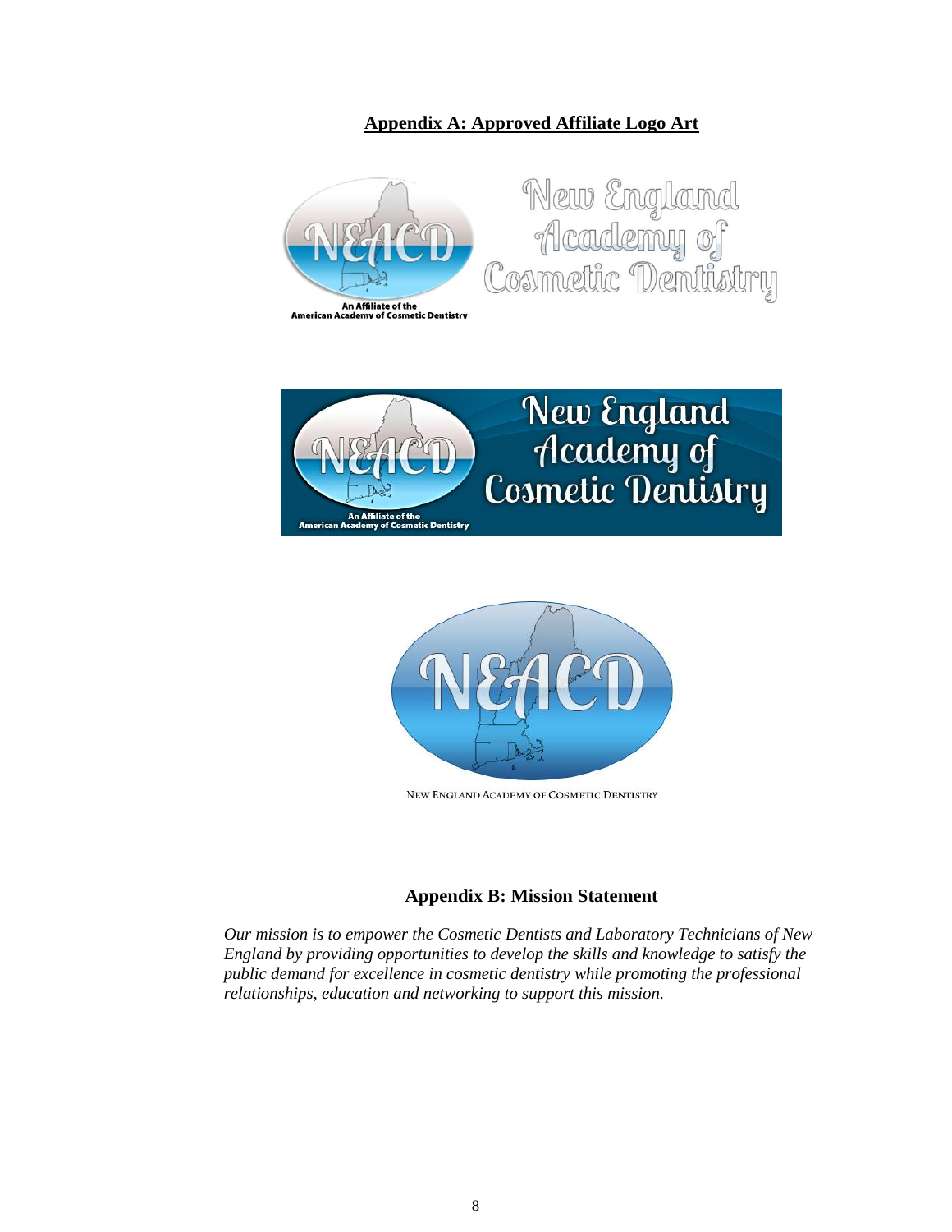## Appendix A: Approved Affiliate Logo Art

NEACD

An Affiliate of the
American Academy of Cosmetic Dentistry

New England
Academy of
Cosmetic Dentistry

NEACD

An Affiliate of the
American Academy of Cosmetic Dentistry

New England
Academy of
Cosmetic Dentistry

NEACD

NEW ENGLAND ACADEMY OF COSMETIC DENTISTRY

## Appendix B: Mission Statement

*Our mission is to empower the Cosmetic Dentists and Laboratory Technicians of New England by providing opportunities to develop the skills and knowledge to satisfy the public demand for excellence in cosmetic dentistry while promoting the professional relationships, education and networking to support this mission.*